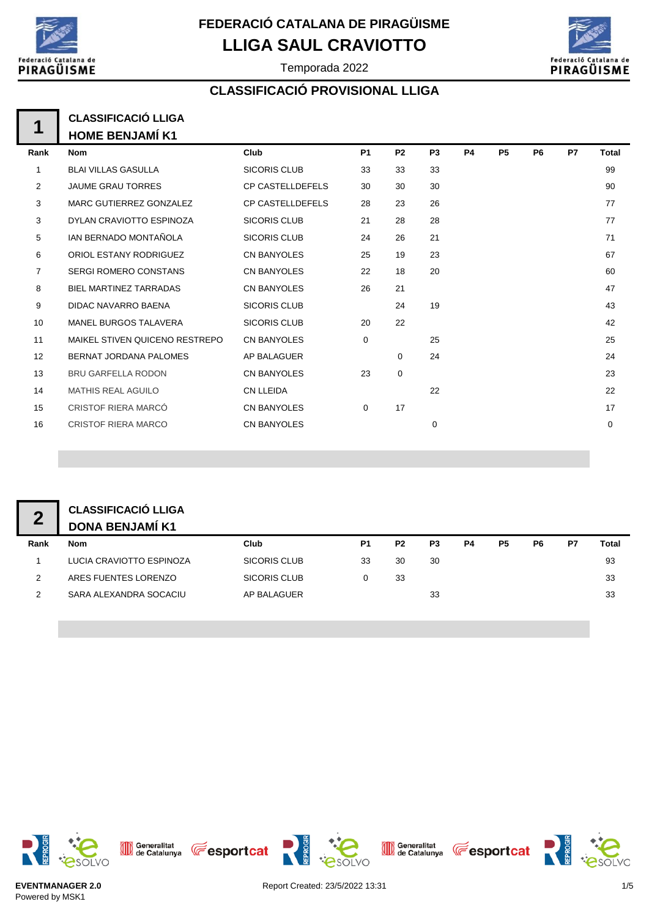# FEDERACIÓ CATALANA DE PIRAGÜISME

# LLIGA SAUL CRAVIOTTO

Temporada 2022

## CLASSIFICACIÓ PROVISIONAL LLIGA

### 1 CLASSIFICACIÓ LLIGA HOME BENJAMÍ K1

| Rank | Nom | Club | P1 | P2 | P3 | P4 | P5 | P6 | P7 | Total |
|---|---|---|---|---|---|---|---|---|---|---|
| 1 | BLAI VILLAS GASULLA | SICORIS CLUB | 33 | 33 | 33 | | | | | 99 |
| 2 | JAUME GRAU TORRES | CP CASTELLDEFELS | 30 | 30 | 30 | | | | | 90 |
| 3 | MARC GUTIERREZ GONZALEZ | CP CASTELLDEFELS | 28 | 23 | 26 | | | | | 77 |
| 3 | DYLAN CRAVIOTTO ESPINOZA | SICORIS CLUB | 21 | 28 | 28 | | | | | 77 |
| 5 | IAN BERNADO MONTAÑOLA | SICORIS CLUB | 24 | 26 | 21 | | | | | 71 |
| 6 | ORIOL ESTANY RODRIGUEZ | CN BANYOLES | 25 | 19 | 23 | | | | | 67 |
| 7 | SERGI ROMERO CONSTANS | CN BANYOLES | 22 | 18 | 20 | | | | | 60 |
| 8 | BIEL MARTINEZ TARRADAS | CN BANYOLES | 26 | 21 | | | | | | 47 |
| 9 | DIDAC NAVARRO BAENA | SICORIS CLUB | | 24 | 19 | | | | | 43 |
| 10 | MANEL BURGOS TALAVERA | SICORIS CLUB | 20 | 22 | | | | | | 42 |
| 11 | MAIKEL STIVEN QUICENO RESTREPO | CN BANYOLES | 0 | | 25 | | | | | 25 |
| 12 | BERNAT JORDANA PALOMES | AP BALAGUER | | 0 | 24 | | | | | 24 |
| 13 | BRU GARFELLA RODON | CN BANYOLES | 23 | 0 | | | | | | 23 |
| 14 | MATHIS REAL AGUILO | CN LLEIDA | | | 22 | | | | | 22 |
| 15 | CRISTOF RIERA MARCÓ | CN BANYOLES | 0 | 17 | | | | | | 17 |
| 16 | CRISTOF RIERA MARCO | CN BANYOLES | | | 0 | | | | | 0 |

### 2 CLASSIFICACIÓ LLIGA DONA BENJAMÍ K1

| Rank | Nom | Club | P1 | P2 | P3 | P4 | P5 | P6 | P7 | Total |
|---|---|---|---|---|---|---|---|---|---|---|
| 1 | LUCIA CRAVIOTTO ESPINOZA | SICORIS CLUB | 33 | 30 | 30 | | | | | 93 |
| 2 | ARES FUENTES LORENZO | SICORIS CLUB | 0 | 33 | | | | | | 33 |
| 2 | SARA ALEXANDRA SOCACIU | AP BALAGUER | | | 33 | | | | | 33 |

EVENTMANAGER 2.0
Powered by MSK1

Report Created: 23/5/2022 13:31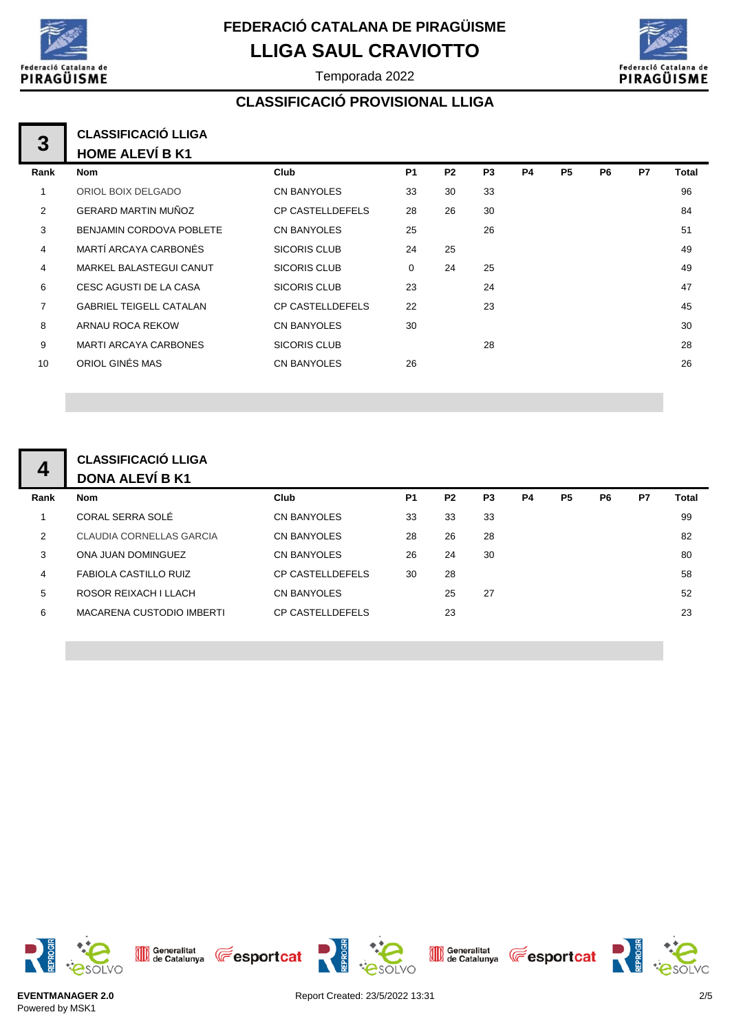# FEDERACIÓ CATALANA DE PIRAGÜISME

## LLIGA SAUL CRAVIOTTO

Temporada 2022

### CLASSIFICACIÓ PROVISIONAL LLIGA

**3** — CLASSIFICACIÓ LLIGA HOME ALEVÍ B K1

| Rank | Nom | Club | P1 | P2 | P3 | P4 | P5 | P6 | P7 | Total |
|---|---|---|---|---|---|---|---|---|---|---|
| 1 | ORIOL BOIX DELGADO | CN BANYOLES | 33 | 30 | 33 | | | | | 96 |
| 2 | GERARD MARTIN MUÑOZ | CP CASTELLDEFELS | 28 | 26 | 30 | | | | | 84 |
| 3 | BENJAMIN CORDOVA POBLETE | CN BANYOLES | 25 | | 26 | | | | | 51 |
| 4 | MARTÍ ARCAYA CARBONÉS | SICORIS CLUB | 24 | 25 | | | | | | 49 |
| 4 | MARKEL BALASTEGUI CANUT | SICORIS CLUB | 0 | 24 | 25 | | | | | 49 |
| 6 | CESC AGUSTI DE LA CASA | SICORIS CLUB | 23 | | 24 | | | | | 47 |
| 7 | GABRIEL TEIGELL CATALAN | CP CASTELLDEFELS | 22 | | 23 | | | | | 45 |
| 8 | ARNAU ROCA REKOW | CN BANYOLES | 30 | | | | | | | 30 |
| 9 | MARTI ARCAYA CARBONES | SICORIS CLUB | | | 28 | | | | | 28 |
| 10 | ORIOL GINÉS MAS | CN BANYOLES | 26 | | | | | | | 26 |

**4** — CLASSIFICACIÓ LLIGA DONA ALEVÍ B K1

| Rank | Nom | Club | P1 | P2 | P3 | P4 | P5 | P6 | P7 | Total |
|---|---|---|---|---|---|---|---|---|---|---|
| 1 | CORAL SERRA SOLÉ | CN BANYOLES | 33 | 33 | 33 | | | | | 99 |
| 2 | CLAUDIA CORNELLAS GARCIA | CN BANYOLES | 28 | 26 | 28 | | | | | 82 |
| 3 | ONA JUAN DOMINGUEZ | CN BANYOLES | 26 | 24 | 30 | | | | | 80 |
| 4 | FABIOLA CASTILLO RUIZ | CP CASTELLDEFELS | 30 | 28 | | | | | | 58 |
| 5 | ROSOR REIXACH I LLACH | CN BANYOLES | | 25 | 27 | | | | | 52 |
| 6 | MACARENA CUSTODIO IMBERTI | CP CASTELLDEFELS | | 23 | | | | | | 23 |

EVENTMANAGER 2.0
Powered by MSK1

Report Created: 23/5/2022 13:31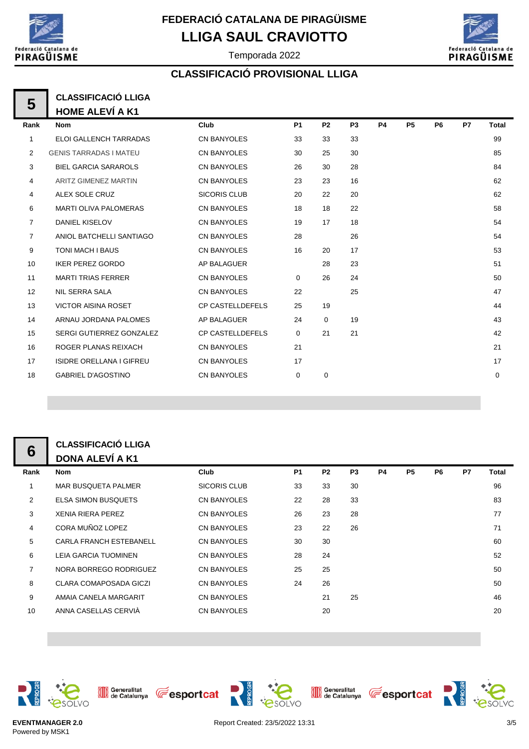# FEDERACIÓ CATALANA DE PIRAGÜISME

## LLIGA SAUL CRAVIOTTO

Temporada 2022

### CLASSIFICACIÓ PROVISIONAL LLIGA

**5** — **CLASSIFICACIÓ LLIGA HOME ALEVÍ A K1**

| Rank | Nom | Club | P1 | P2 | P3 | P4 | P5 | P6 | P7 | Total |
|---|---|---|---|---|---|---|---|---|---|---|
| 1 | ELOI GALLENCH TARRADAS | CN BANYOLES | 33 | 33 | 33 | | | | | 99 |
| 2 | GENIS TARRADAS I MATEU | CN BANYOLES | 30 | 25 | 30 | | | | | 85 |
| 3 | BIEL GARCIA SARAROLS | CN BANYOLES | 26 | 30 | 28 | | | | | 84 |
| 4 | ARITZ GIMENEZ MARTIN | CN BANYOLES | 23 | 23 | 16 | | | | | 62 |
| 4 | ALEX SOLE CRUZ | SICORIS CLUB | 20 | 22 | 20 | | | | | 62 |
| 6 | MARTI OLIVA PALOMERAS | CN BANYOLES | 18 | 18 | 22 | | | | | 58 |
| 7 | DANIEL KISELOV | CN BANYOLES | 19 | 17 | 18 | | | | | 54 |
| 7 | ANIOL BATCHELLI SANTIAGO | CN BANYOLES | 28 | | 26 | | | | | 54 |
| 9 | TONI MACH I BAUS | CN BANYOLES | 16 | 20 | 17 | | | | | 53 |
| 10 | IKER PEREZ GORDO | AP BALAGUER | | 28 | 23 | | | | | 51 |
| 11 | MARTI TRIAS FERRER | CN BANYOLES | 0 | 26 | 24 | | | | | 50 |
| 12 | NIL SERRA SALA | CN BANYOLES | 22 | | 25 | | | | | 47 |
| 13 | VICTOR AISINA ROSET | CP CASTELLDEFELS | 25 | 19 | | | | | | 44 |
| 14 | ARNAU JORDANA PALOMES | AP BALAGUER | 24 | 0 | 19 | | | | | 43 |
| 15 | SERGI GUTIERREZ GONZALEZ | CP CASTELLDEFELS | 0 | 21 | 21 | | | | | 42 |
| 16 | ROGER PLANAS REIXACH | CN BANYOLES | 21 | | | | | | | 21 |
| 17 | ISIDRE ORELLANA I GIFREU | CN BANYOLES | 17 | | | | | | | 17 |
| 18 | GABRIEL D'AGOSTINO | CN BANYOLES | 0 | 0 | | | | | | 0 |

**6** — **CLASSIFICACIÓ LLIGA DONA ALEVÍ A K1**

| Rank | Nom | Club | P1 | P2 | P3 | P4 | P5 | P6 | P7 | Total |
|---|---|---|---|---|---|---|---|---|---|---|
| 1 | MAR BUSQUETA PALMER | SICORIS CLUB | 33 | 33 | 30 | | | | | 96 |
| 2 | ELSA SIMON BUSQUETS | CN BANYOLES | 22 | 28 | 33 | | | | | 83 |
| 3 | XENIA RIERA PEREZ | CN BANYOLES | 26 | 23 | 28 | | | | | 77 |
| 4 | CORA MUÑOZ LOPEZ | CN BANYOLES | 23 | 22 | 26 | | | | | 71 |
| 5 | CARLA FRANCH ESTEBANELL | CN BANYOLES | 30 | 30 | | | | | | 60 |
| 6 | LEIA GARCIA TUOMINEN | CN BANYOLES | 28 | 24 | | | | | | 52 |
| 7 | NORA BORREGO RODRIGUEZ | CN BANYOLES | 25 | 25 | | | | | | 50 |
| 8 | CLARA COMAPOSADA GICZI | CN BANYOLES | 24 | 26 | | | | | | 50 |
| 9 | AMAIA CANELA MARGARIT | CN BANYOLES | | 21 | 25 | | | | | 46 |
| 10 | ANNA CASELLAS CERVIÀ | CN BANYOLES | | 20 | | | | | | 20 |

EVENTMANAGER 2.0
Powered by MSK1

Report Created: 23/5/2022 13:31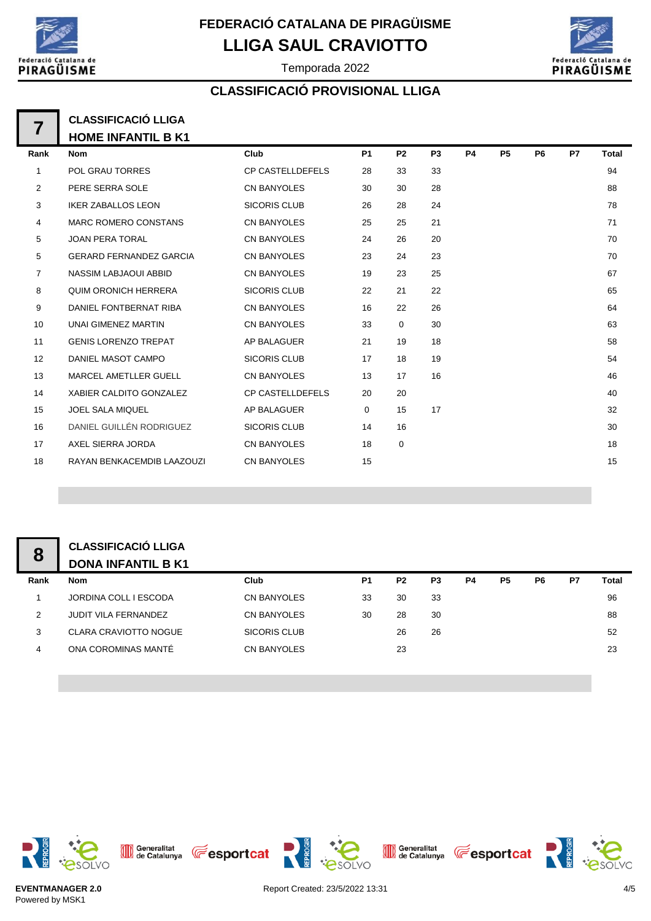# FEDERACIÓ CATALANA DE PIRAGÜISME

## LLIGA SAUL CRAVIOTTO

Temporada 2022

### CLASSIFICACIÓ PROVISIONAL LLIGA

**7** **CLASSIFICACIÓ LLIGA**
**HOME INFANTIL B K1**

| Rank | Nom | Club | P1 | P2 | P3 | P4 | P5 | P6 | P7 | Total |
|---|---|---|---|---|---|---|---|---|---|---|
| 1 | POL GRAU TORRES | CP CASTELLDEFELS | 28 | 33 | 33 | | | | | 94 |
| 2 | PERE SERRA SOLE | CN BANYOLES | 30 | 30 | 28 | | | | | 88 |
| 3 | IKER ZABALLOS LEON | SICORIS CLUB | 26 | 28 | 24 | | | | | 78 |
| 4 | MARC ROMERO CONSTANS | CN BANYOLES | 25 | 25 | 21 | | | | | 71 |
| 5 | JOAN PERA TORAL | CN BANYOLES | 24 | 26 | 20 | | | | | 70 |
| 5 | GERARD FERNANDEZ GARCIA | CN BANYOLES | 23 | 24 | 23 | | | | | 70 |
| 7 | NASSIM LABJAOUI ABBID | CN BANYOLES | 19 | 23 | 25 | | | | | 67 |
| 8 | QUIM ORONICH HERRERA | SICORIS CLUB | 22 | 21 | 22 | | | | | 65 |
| 9 | DANIEL FONTBERNAT RIBA | CN BANYOLES | 16 | 22 | 26 | | | | | 64 |
| 10 | UNAI GIMENEZ MARTIN | CN BANYOLES | 33 | 0 | 30 | | | | | 63 |
| 11 | GENIS LORENZO TREPAT | AP BALAGUER | 21 | 19 | 18 | | | | | 58 |
| 12 | DANIEL MASOT CAMPO | SICORIS CLUB | 17 | 18 | 19 | | | | | 54 |
| 13 | MARCEL AMETLLER GUELL | CN BANYOLES | 13 | 17 | 16 | | | | | 46 |
| 14 | XABIER CALDITO GONZALEZ | CP CASTELLDEFELS | 20 | 20 | | | | | | 40 |
| 15 | JOEL SALA MIQUEL | AP BALAGUER | 0 | 15 | 17 | | | | | 32 |
| 16 | DANIEL GUILLÉN RODRIGUEZ | SICORIS CLUB | 14 | 16 | | | | | | 30 |
| 17 | AXEL SIERRA JORDA | CN BANYOLES | 18 | 0 | | | | | | 18 |
| 18 | RAYAN BENKACEMDIB LAAZOUZI | CN BANYOLES | 15 | | | | | | | 15 |

**8** **CLASSIFICACIÓ LLIGA**
**DONA INFANTIL B K1**

| Rank | Nom | Club | P1 | P2 | P3 | P4 | P5 | P6 | P7 | Total |
|---|---|---|---|---|---|---|---|---|---|---|
| 1 | JORDINA COLL I ESCODA | CN BANYOLES | 33 | 30 | 33 | | | | | 96 |
| 2 | JUDIT VILA FERNANDEZ | CN BANYOLES | 30 | 28 | 30 | | | | | 88 |
| 3 | CLARA CRAVIOTTO NOGUE | SICORIS CLUB | | 26 | 26 | | | | | 52 |
| 4 | ONA COROMINAS MANTÉ | CN BANYOLES | | 23 | | | | | | 23 |

**EVENTMANAGER 2.0**
Powered by MSK1

Report Created: 23/5/2022 13:31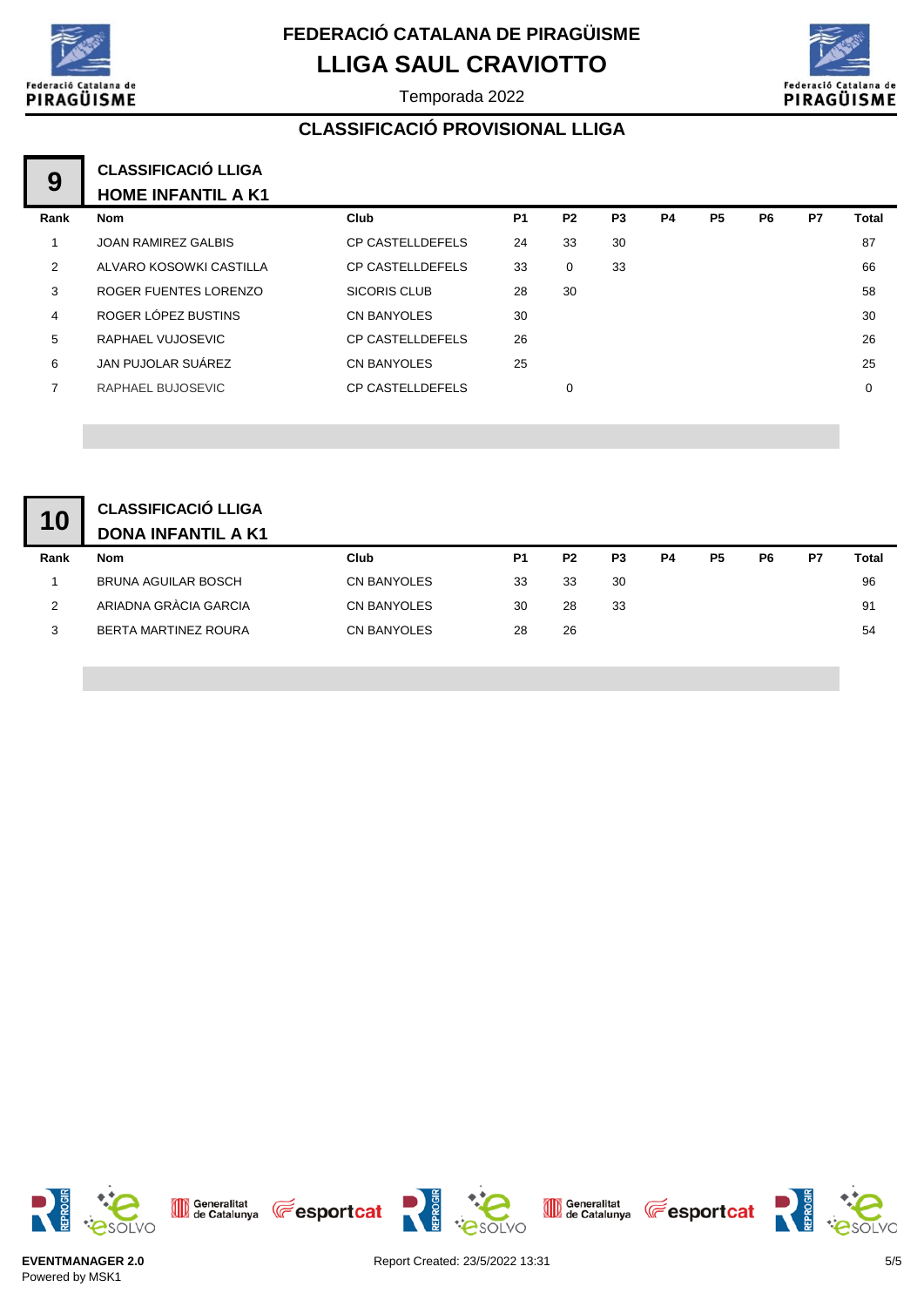# FEDERACIÓ CATALANA DE PIRAGÜISME

# LLIGA SAUL CRAVIOTTO

Temporada 2022

## CLASSIFICACIÓ PROVISIONAL LLIGA

### 9 CLASSIFICACIÓ LLIGA HOME INFANTIL A K1

| Rank | Nom | Club | P1 | P2 | P3 | P4 | P5 | P6 | P7 | Total |
|---|---|---|---|---|---|---|---|---|---|---|
| 1 | JOAN RAMIREZ GALBIS | CP CASTELLDEFELS | 24 | 33 | 30 | | | | | 87 |
| 2 | ALVARO KOSOWKI CASTILLA | CP CASTELLDEFELS | 33 | 0 | 33 | | | | | 66 |
| 3 | ROGER FUENTES LORENZO | SICORIS CLUB | 28 | 30 | | | | | | 58 |
| 4 | ROGER LÓPEZ BUSTINS | CN BANYOLES | 30 | | | | | | | 30 |
| 5 | RAPHAEL VUJOSEVIC | CP CASTELLDEFELS | 26 | | | | | | | 26 |
| 6 | JAN PUJOLAR SUÁREZ | CN BANYOLES | 25 | | | | | | | 25 |
| 7 | RAPHAEL BUJOSEVIC | CP CASTELLDEFELS | | 0 | | | | | | 0 |

### 10 CLASSIFICACIÓ LLIGA DONA INFANTIL A K1

| Rank | Nom | Club | P1 | P2 | P3 | P4 | P5 | P6 | P7 | Total |
|---|---|---|---|---|---|---|---|---|---|---|
| 1 | BRUNA AGUILAR BOSCH | CN BANYOLES | 33 | 33 | 30 | | | | | 96 |
| 2 | ARIADNA GRÀCIA GARCIA | CN BANYOLES | 30 | 28 | 33 | | | | | 91 |
| 3 | BERTA MARTINEZ ROURA | CN BANYOLES | 28 | 26 | | | | | | 54 |

**EVENTMANAGER 2.0**
Powered by MSK1

Report Created: 23/5/2022 13:31